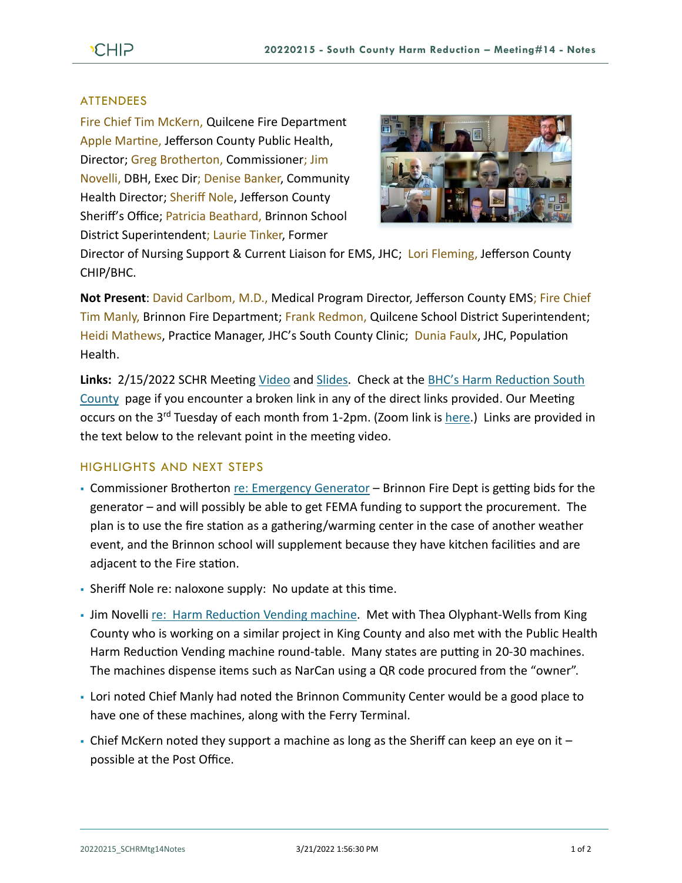## ATTENDEES

Fire Chief Tim McKern, Quilcene Fire Department
Apple Martine, Jefferson County Public Health, Director; Greg Brotherton, Commissioner; Jim Novelli, DBH, Exec Dir; Denise Banker, Community Health Director; Sheriff Nole, Jefferson County Sheriff's Office; Patricia Beathard, Brinnon School District Superintendent; Laurie Tinker, Former Director of Nursing Support & Current Liaison for EMS, JHC; Lori Fleming, Jefferson County CHIP/BHC.

**Not Present**: David Carlbom, M.D., Medical Program Director, Jefferson County EMS; Fire Chief Tim Manly, Brinnon Fire Department; Frank Redmon, Quilcene School District Superintendent; Heidi Mathews, Practice Manager, JHC's South County Clinic; Dunia Faulx, JHC, Population Health.

**Links:** 2/15/2022 SCHR Meeting Video and Slides. Check at the BHC's Harm Reduction South County page if you encounter a broken link in any of the direct links provided. Our Meeting occurs on the 3rd Tuesday of each month from 1-2pm. (Zoom link is here.) Links are provided in the text below to the relevant point in the meeting video.

## HIGHLIGHTS AND NEXT STEPS

- Commissioner Brotherton re: Emergency Generator – Brinnon Fire Dept is getting bids for the generator – and will possibly be able to get FEMA funding to support the procurement. The plan is to use the fire station as a gathering/warming center in the case of another weather event, and the Brinnon school will supplement because they have kitchen facilities and are adjacent to the Fire station.
- Sheriff Nole re: naloxone supply: No update at this time.
- Jim Novelli re: Harm Reduction Vending machine. Met with Thea Olyphant-Wells from King County who is working on a similar project in King County and also met with the Public Health Harm Reduction Vending machine round-table. Many states are putting in 20-30 machines. The machines dispense items such as NarCan using a QR code procured from the "owner".
- Lori noted Chief Manly had noted the Brinnon Community Center would be a good place to have one of these machines, along with the Ferry Terminal.
- Chief McKern noted they support a machine as long as the Sheriff can keep an eye on it – possible at the Post Office.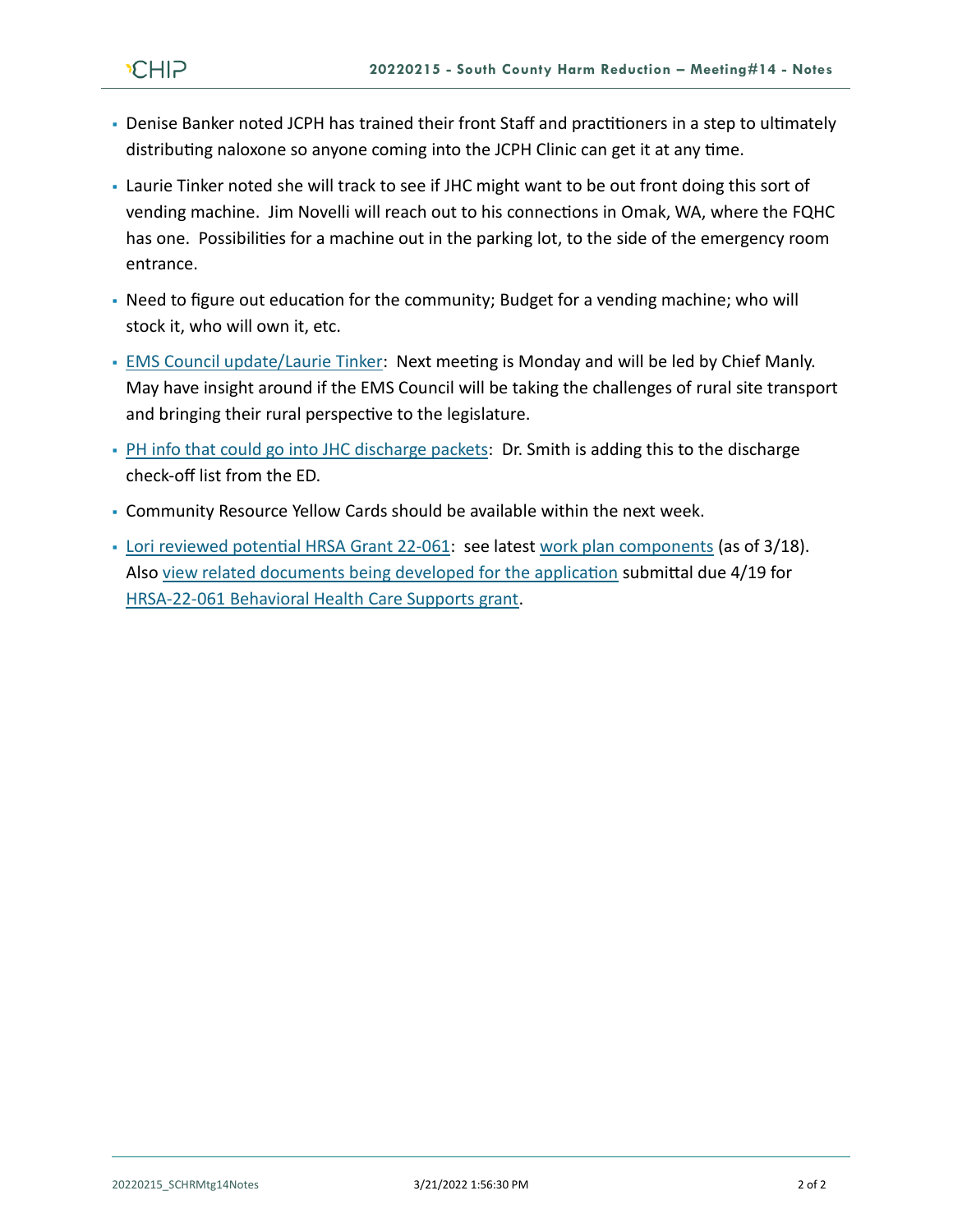- Denise Banker noted JCPH has trained their front Staff and practitioners in a step to ultimately distributing naloxone so anyone coming into the JCPH Clinic can get it at any time.
- Laurie Tinker noted she will track to see if JHC might want to be out front doing this sort of vending machine. Jim Novelli will reach out to his connections in Omak, WA, where the FQHC has one. Possibilities for a machine out in the parking lot, to the side of the emergency room entrance.
- Need to figure out education for the community; Budget for a vending machine; who will stock it, who will own it, etc.
- EMS Council update/Laurie Tinker: Next meeting is Monday and will be led by Chief Manly. May have insight around if the EMS Council will be taking the challenges of rural site transport and bringing their rural perspective to the legislature.
- PH info that could go into JHC discharge packets: Dr. Smith is adding this to the discharge check-off list from the ED.
- Community Resource Yellow Cards should be available within the next week.
- Lori reviewed potential HRSA Grant 22-061: see latest work plan components (as of 3/18). Also view related documents being developed for the application submittal due 4/19 for HRSA-22-061 Behavioral Health Care Supports grant.